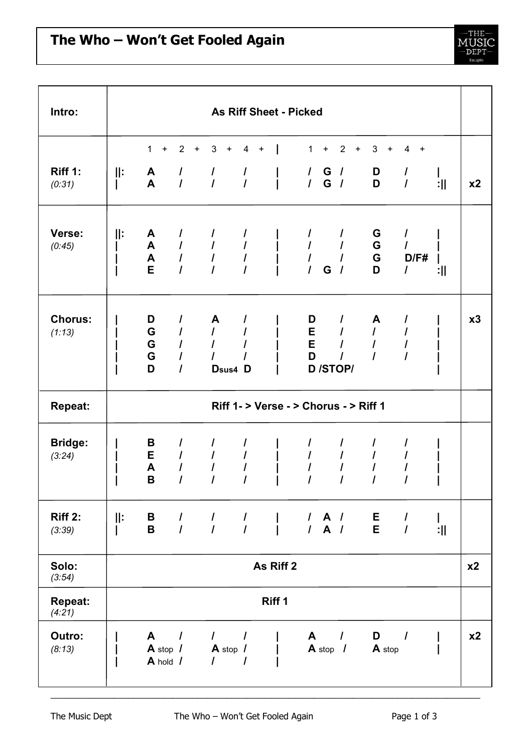# The Who – Won't Get Fooled Again

| Section | Chords | |
|---|---|---|
| **Intro:** | **As Riff Sheet - Picked** | |
| | 1 + 2 + 3 + 4 + \| 1 + 2 + 3 + 4 + | |
| **Riff 1:** *(0:31)* | \|\|: **A** / / / \| / **G** / **D** / \|<br>\| **A** / / / \| / **G** / **D** / :\|\| | **x2** |
| **Verse:** *(0:45)* | \|\|: **A** / / / \| / / **G** / \|<br>\| **A** / / / \| / / **G** / \|<br>\| **A** / / / \| / / **G** **D/F#** \|<br>\| **E** / / / \| / **G** / **D** / :\|\| | |
| **Chorus:** *(1:13)* | \| **D** / **A** / \| **D** / **A** / \|<br>\| **G** / / / \| **E** / / / \|<br>\| **G** / / / \| **E** / / / \|<br>\| **G** / / / \| **D** / / / \|<br>\| **D** / **Dsus4** **D** \| **D** **/STOP/** \| | **x3** |
| **Repeat:** | **Riff 1- > Verse - > Chorus - > Riff 1** | |
| **Bridge:** *(3:24)* | \| **B** / / / \| / / / / \|<br>\| **E** / / / \| / / / / \|<br>\| **A** / / / \| / / / / \|<br>\| **B** / / / \| / / / / \| | |
| **Riff 2:** *(3:39)* | \|\|: **B** / / / \| / **A** / **E** / \|<br>\| **B** / / / \| / **A** / **E** / :\|\| | |
| **Solo:** *(3:54)* | **As Riff 2** | **x2** |
| **Repeat:** *(4:21)* | **Riff 1** | |
| **Outro:** *(8:13)* | \| **A** / / / \| **A** / **D** / \|<br>\| **A** stop / **A** stop / \| **A** stop / **A** stop \|<br>\| **A** hold / / / \| | **x2** |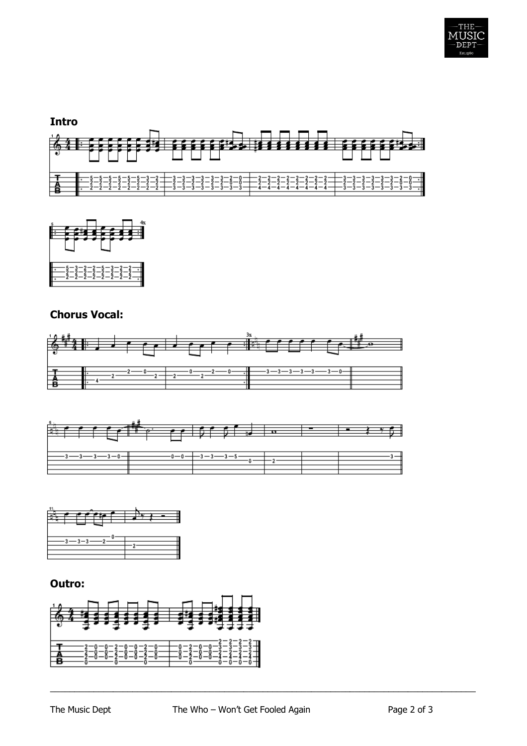**Intro**

**Chorus Vocal:**

**Outro:**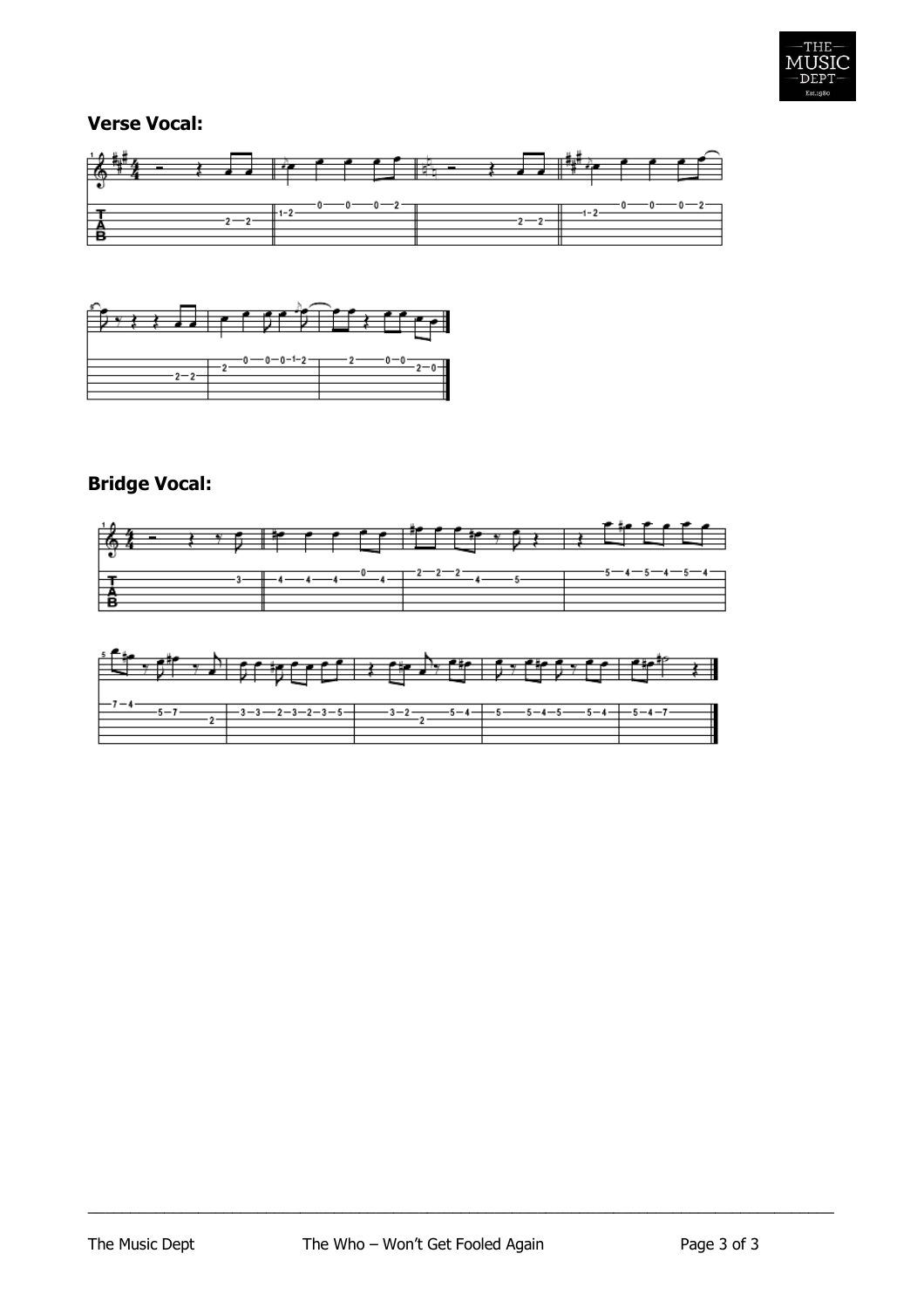**Verse Vocal:**

**Bridge Vocal:**